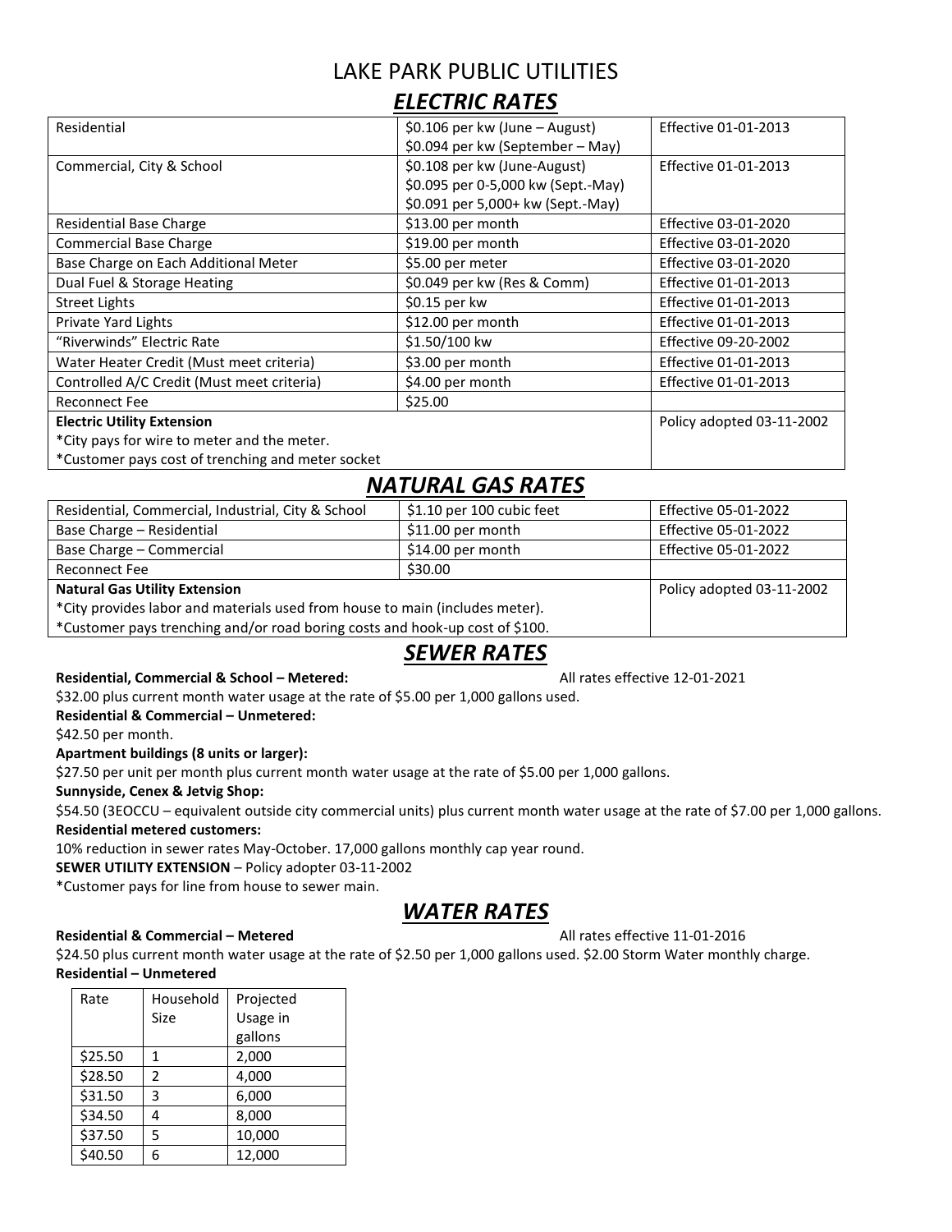# LAKE PARK PUBLIC UTILITIES

## *ELECTRIC RATES*

| | | |
|---|---|---|
| Residential | $0.106 per kw (June – August)<br>$0.094 per kw (September – May) | Effective 01-01-2013 |
| Commercial, City & School | $0.108 per kw (June-August)<br>$0.095 per 0-5,000 kw (Sept.-May)<br>$0.091 per 5,000+ kw (Sept.-May) | Effective 01-01-2013 |
| Residential Base Charge | $13.00 per month | Effective 03-01-2020 |
| Commercial Base Charge | $19.00 per month | Effective 03-01-2020 |
| Base Charge on Each Additional Meter | $5.00 per meter | Effective 03-01-2020 |
| Dual Fuel & Storage Heating | $0.049 per kw (Res & Comm) | Effective 01-01-2013 |
| Street Lights | $0.15 per kw | Effective 01-01-2013 |
| Private Yard Lights | $12.00 per month | Effective 01-01-2013 |
| "Riverwinds" Electric Rate | $1.50/100 kw | Effective 09-20-2002 |
| Water Heater Credit (Must meet criteria) | $3.00 per month | Effective 01-01-2013 |
| Controlled A/C Credit (Must meet criteria) | $4.00 per month | Effective 01-01-2013 |
| Reconnect Fee | $25.00 | |
| **Electric Utility Extension**<br>*City pays for wire to meter and the meter.<br>*Customer pays cost of trenching and meter socket | | Policy adopted 03-11-2002 |

## *NATURAL GAS RATES*

| | | |
|---|---|---|
| Residential, Commercial, Industrial, City & School | $1.10 per 100 cubic feet | Effective 05-01-2022 |
| Base Charge – Residential | $11.00 per month | Effective 05-01-2022 |
| Base Charge – Commercial | $14.00 per month | Effective 05-01-2022 |
| Reconnect Fee | $30.00 | |
| **Natural Gas Utility Extension**<br>*City provides labor and materials used from house to main (includes meter).<br>*Customer pays trenching and/or road boring costs and hook-up cost of $100. | | Policy adopted 03-11-2002 |

## *SEWER RATES*

**Residential, Commercial & School – Metered:** All rates effective 12-01-2021

$32.00 plus current month water usage at the rate of $5.00 per 1,000 gallons used.

**Residential & Commercial – Unmetered:**

$42.50 per month.

**Apartment buildings (8 units or larger):**

$27.50 per unit per month plus current month water usage at the rate of $5.00 per 1,000 gallons.

**Sunnyside, Cenex & Jetvig Shop:**

$54.50 (3EOCCU – equivalent outside city commercial units) plus current month water usage at the rate of $7.00 per 1,000 gallons.

**Residential metered customers:**

10% reduction in sewer rates May-October. 17,000 gallons monthly cap year round.

**SEWER UTILITY EXTENSION** – Policy adopter 03-11-2002

*Customer pays for line from house to sewer main.

## *WATER RATES*

**Residential & Commercial – Metered** All rates effective 11-01-2016

$24.50 plus current month water usage at the rate of $2.50 per 1,000 gallons used. $2.00 Storm Water monthly charge.

**Residential – Unmetered**

| Rate | Household Size | Projected Usage in gallons |
|---|---|---|
| $25.50 | 1 | 2,000 |
| $28.50 | 2 | 4,000 |
| $31.50 | 3 | 6,000 |
| $34.50 | 4 | 8,000 |
| $37.50 | 5 | 10,000 |
| $40.50 | 6 | 12,000 |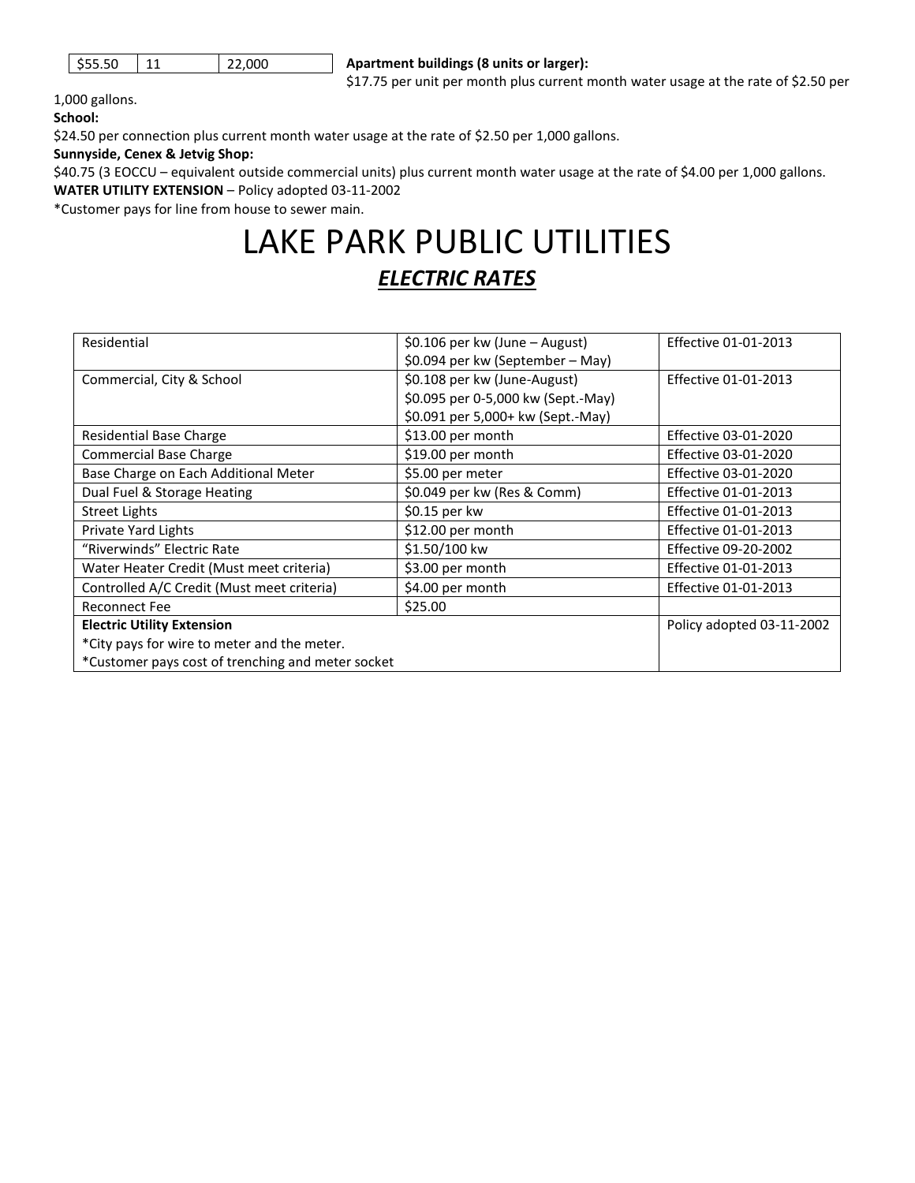| $55.50 | 11 | 22,000 |
|---|---|---|

**Apartment buildings (8 units or larger):**
$17.75 per unit per month plus current month water usage at the rate of $2.50 per 1,000 gallons.

**School:**
$24.50 per connection plus current month water usage at the rate of $2.50 per 1,000 gallons.

**Sunnyside, Cenex & Jetvig Shop:**
$40.75 (3 EOCCU – equivalent outside commercial units) plus current month water usage at the rate of $4.00 per 1,000 gallons.

**WATER UTILITY EXTENSION** – Policy adopted 03-11-2002
*Customer pays for line from house to sewer main.

# LAKE PARK PUBLIC UTILITIES

## ***ELECTRIC RATES***

| Residential | $0.106 per kw (June – August)<br>$0.094 per kw (September – May) | Effective 01-01-2013 |
|---|---|---|
| Commercial, City & School | $0.108 per kw (June-August)<br>$0.095 per 0-5,000 kw (Sept.-May)<br>$0.091 per 5,000+ kw (Sept.-May) | Effective 01-01-2013 |
| Residential Base Charge | $13.00 per month | Effective 03-01-2020 |
| Commercial Base Charge | $19.00 per month | Effective 03-01-2020 |
| Base Charge on Each Additional Meter | $5.00 per meter | Effective 03-01-2020 |
| Dual Fuel & Storage Heating | $0.049 per kw (Res & Comm) | Effective 01-01-2013 |
| Street Lights | $0.15 per kw | Effective 01-01-2013 |
| Private Yard Lights | $12.00 per month | Effective 01-01-2013 |
| "Riverwinds" Electric Rate | $1.50/100 kw | Effective 09-20-2002 |
| Water Heater Credit (Must meet criteria) | $3.00 per month | Effective 01-01-2013 |
| Controlled A/C Credit (Must meet criteria) | $4.00 per month | Effective 01-01-2013 |
| Reconnect Fee | $25.00 | |
| **Electric Utility Extension**<br>*City pays for wire to meter and the meter.<br>*Customer pays cost of trenching and meter socket | | Policy adopted 03-11-2002 |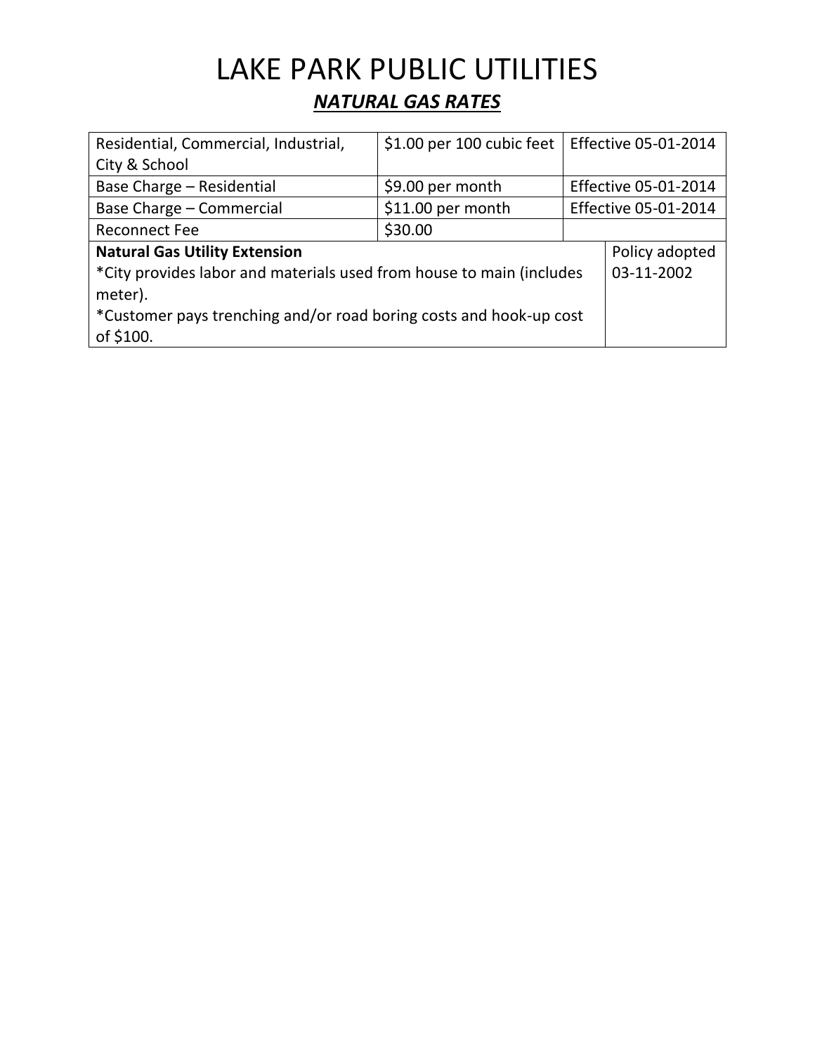# LAKE PARK PUBLIC UTILITIES

## ***NATURAL GAS RATES***

| | | |
|---|---|---|
| Residential, Commercial, Industrial, City & School | $1.00 per 100 cubic feet | Effective 05-01-2014 |
| Base Charge – Residential | $9.00 per month | Effective 05-01-2014 |
| Base Charge – Commercial | $11.00 per month | Effective 05-01-2014 |
| Reconnect Fee | $30.00 | |

| | |
|---|---|
| **Natural Gas Utility Extension**<br>*City provides labor and materials used from house to main (includes meter).<br>*Customer pays trenching and/or road boring costs and hook-up cost of $100. | Policy adopted 03-11-2002 |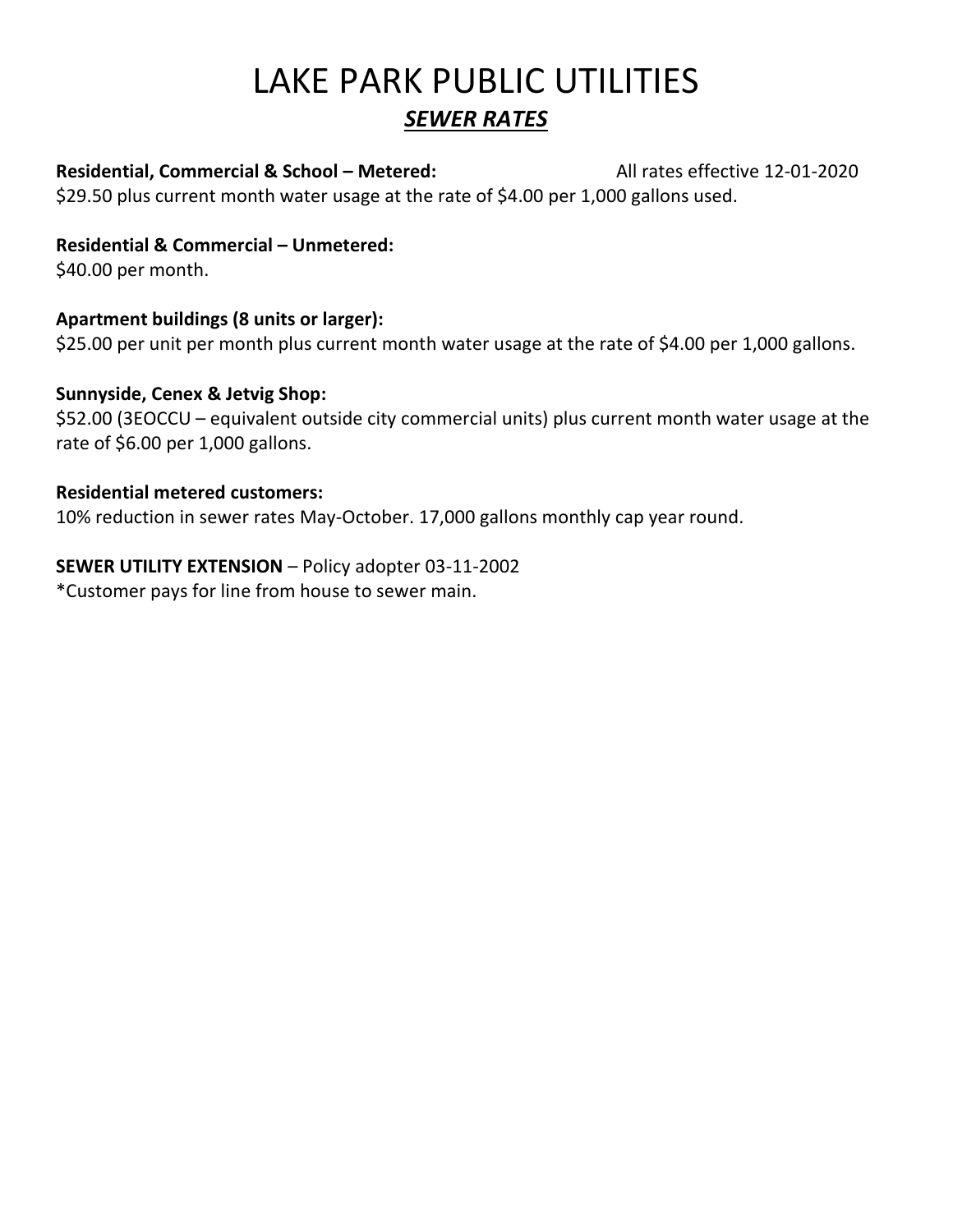# LAKE PARK PUBLIC UTILITIES

## ***SEWER RATES***

**Residential, Commercial & School – Metered:** All rates effective 12-01-2020

$29.50 plus current month water usage at the rate of $4.00 per 1,000 gallons used.

**Residential & Commercial – Unmetered:**

$40.00 per month.

**Apartment buildings (8 units or larger):**

$25.00 per unit per month plus current month water usage at the rate of $4.00 per 1,000 gallons.

**Sunnyside, Cenex & Jetvig Shop:**

$52.00 (3EOCCU – equivalent outside city commercial units) plus current month water usage at the rate of $6.00 per 1,000 gallons.

**Residential metered customers:**

10% reduction in sewer rates May-October. 17,000 gallons monthly cap year round.

**SEWER UTILITY EXTENSION** – Policy adopter 03-11-2002

*Customer pays for line from house to sewer main.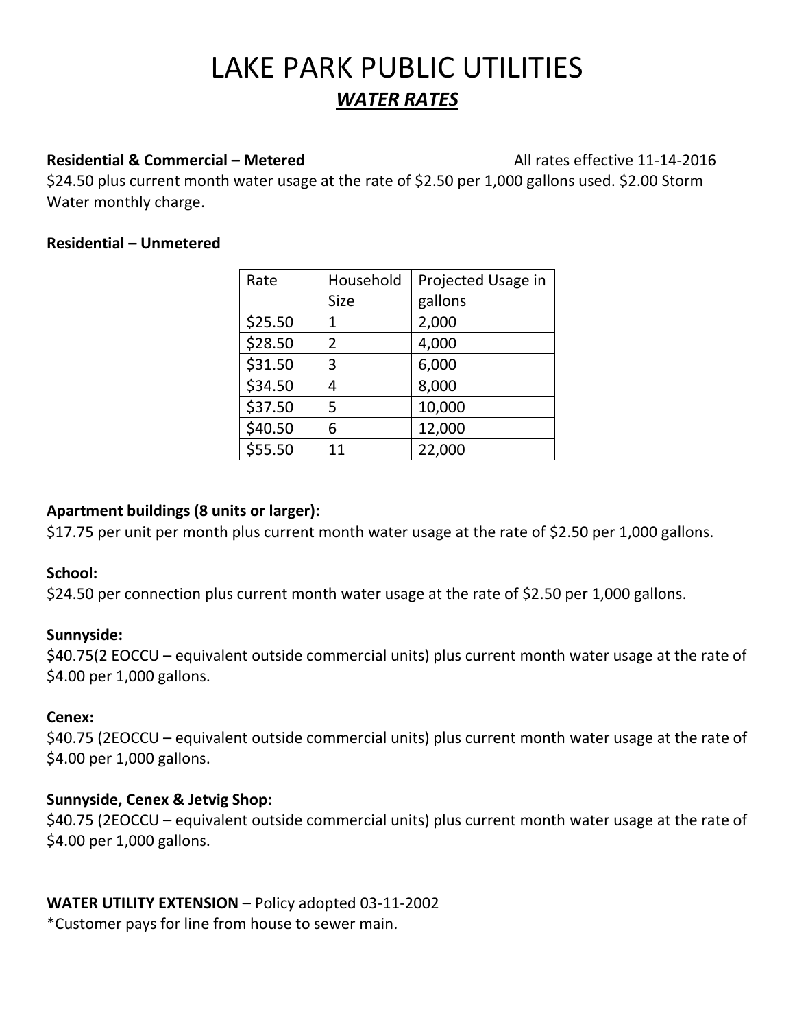# LAKE PARK PUBLIC UTILITIES

## *WATER RATES*

**Residential & Commercial – Metered** All rates effective 11-14-2016

$24.50 plus current month water usage at the rate of $2.50 per 1,000 gallons used. $2.00 Storm Water monthly charge.

**Residential – Unmetered**

| Rate | Household Size | Projected Usage in gallons |
|---|---|---|
| $25.50 | 1 | 2,000 |
| $28.50 | 2 | 4,000 |
| $31.50 | 3 | 6,000 |
| $34.50 | 4 | 8,000 |
| $37.50 | 5 | 10,000 |
| $40.50 | 6 | 12,000 |
| $55.50 | 11 | 22,000 |

**Apartment buildings (8 units or larger):**

$17.75 per unit per month plus current month water usage at the rate of $2.50 per 1,000 gallons.

**School:**

$24.50 per connection plus current month water usage at the rate of $2.50 per 1,000 gallons.

**Sunnyside:**

$40.75(2 EOCCU – equivalent outside commercial units) plus current month water usage at the rate of $4.00 per 1,000 gallons.

**Cenex:**

$40.75 (2EOCCU – equivalent outside commercial units) plus current month water usage at the rate of $4.00 per 1,000 gallons.

**Sunnyside, Cenex & Jetvig Shop:**

$40.75 (2EOCCU – equivalent outside commercial units) plus current month water usage at the rate of $4.00 per 1,000 gallons.

**WATER UTILITY EXTENSION** – Policy adopted 03-11-2002

*Customer pays for line from house to sewer main.